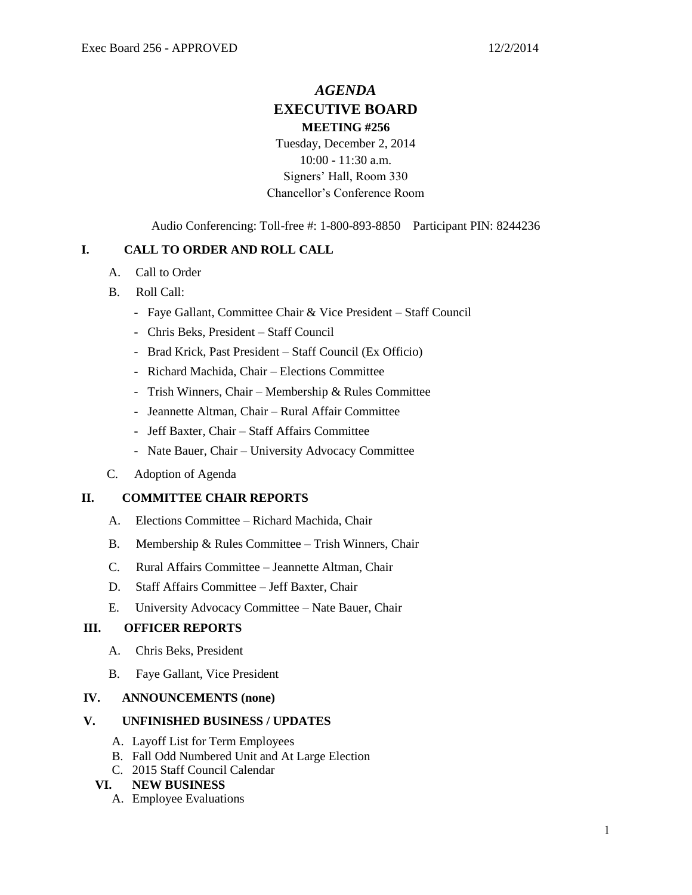# *AGENDA*

# EXECUTIVE BOARD

## MEETING #256

Tuesday, December 2, 2014
10:00 - 11:30 a.m.
Signers' Hall, Room 330
Chancellor's Conference Room

Audio Conferencing: Toll-free #: 1-800-893-8850 Participant PIN: 8244236

## I. CALL TO ORDER AND ROLL CALL

A. Call to Order

B. Roll Call:

- Faye Gallant, Committee Chair & Vice President – Staff Council
- Chris Beks, President – Staff Council
- Brad Krick, Past President – Staff Council (Ex Officio)
- Richard Machida, Chair – Elections Committee
- Trish Winners, Chair – Membership & Rules Committee
- Jeannette Altman, Chair – Rural Affair Committee
- Jeff Baxter, Chair – Staff Affairs Committee
- Nate Bauer, Chair – University Advocacy Committee

C. Adoption of Agenda

## II. COMMITTEE CHAIR REPORTS

A. Elections Committee – Richard Machida, Chair

B. Membership & Rules Committee – Trish Winners, Chair

C. Rural Affairs Committee – Jeannette Altman, Chair

D. Staff Affairs Committee – Jeff Baxter, Chair

E. University Advocacy Committee – Nate Bauer, Chair

## III. OFFICER REPORTS

A. Chris Beks, President

B. Faye Gallant, Vice President

## IV. ANNOUNCEMENTS (none)

## V. UNFINISHED BUSINESS / UPDATES

A. Layoff List for Term Employees
B. Fall Odd Numbered Unit and At Large Election
C. 2015 Staff Council Calendar

## VI. NEW BUSINESS

A. Employee Evaluations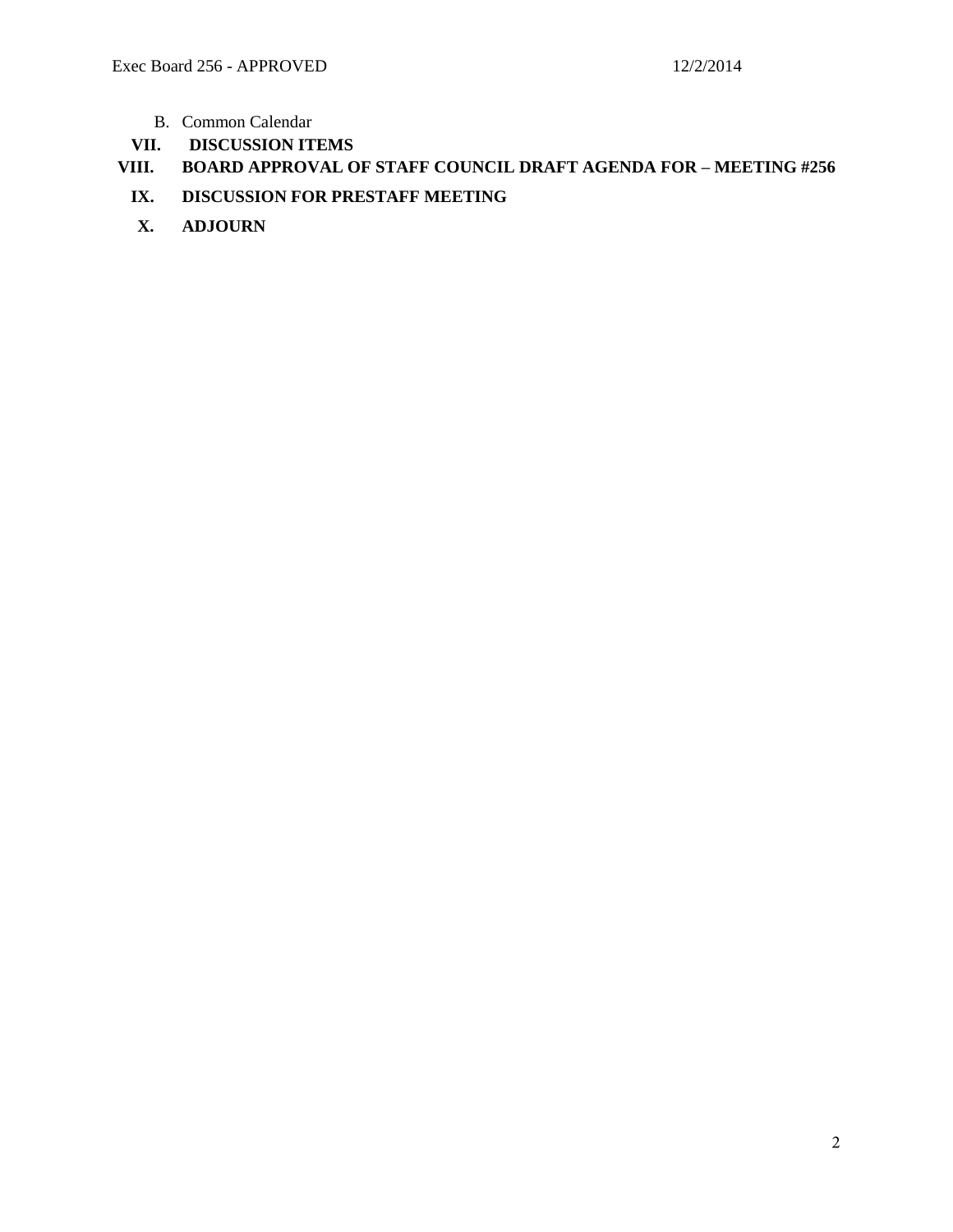B. Common Calendar

**VII. DISCUSSION ITEMS**

**VIII. BOARD APPROVAL OF STAFF COUNCIL DRAFT AGENDA FOR – MEETING #256**

**IX. DISCUSSION FOR PRESTAFF MEETING**

**X. ADJOURN**